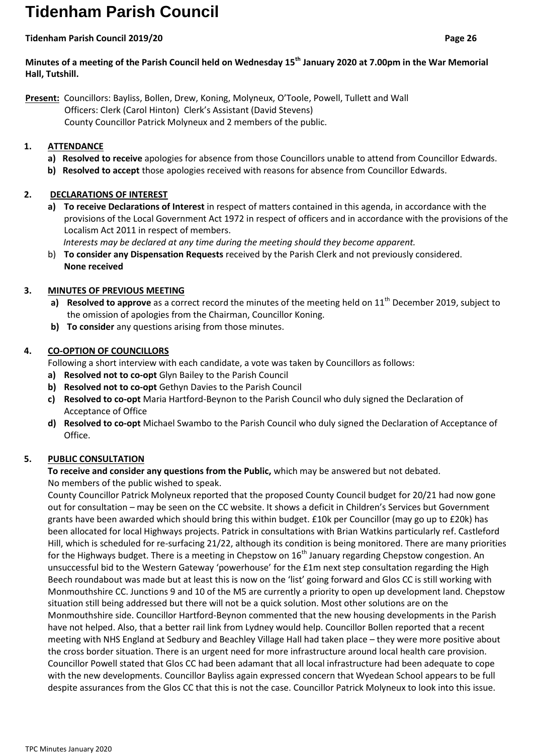# Tidenham Parish Council

**Tidenham Parish Council 2019/20**

**Minutes of a meeting of the Parish Council held on Wednesday 15th January 2020 at 7.00pm in the War Memorial Hall, Tutshill.**

**Present:** Councillors: Bayliss, Bollen, Drew, Koning, Molyneux, O'Toole, Powell, Tullett and Wall
Officers: Clerk (Carol Hinton) Clerk's Assistant (David Stevens)
County Councillor Patrick Molyneux and 2 members of the public.

## 1. ATTENDANCE

a) **Resolved to receive** apologies for absence from those Councillors unable to attend from Councillor Edwards.

b) **Resolved to accept** those apologies received with reasons for absence from Councillor Edwards.

## 2. DECLARATIONS OF INTEREST

a) **To receive Declarations of Interest** in respect of matters contained in this agenda, in accordance with the provisions of the Local Government Act 1972 in respect of officers and in accordance with the provisions of the Localism Act 2011 in respect of members.
*Interests may be declared at any time during the meeting should they become apparent.*

b) **To consider any Dispensation Requests** received by the Parish Clerk and not previously considered.
**None received**

## 3. MINUTES OF PREVIOUS MEETING

a) **Resolved to approve** as a correct record the minutes of the meeting held on 11th December 2019, subject to the omission of apologies from the Chairman, Councillor Koning.

b) **To consider** any questions arising from those minutes.

## 4. CO-OPTION OF COUNCILLORS

Following a short interview with each candidate, a vote was taken by Councillors as follows:

a) **Resolved not to co-opt** Glyn Bailey to the Parish Council

b) **Resolved not to co-opt** Gethyn Davies to the Parish Council

c) **Resolved to co-opt** Maria Hartford-Beynon to the Parish Council who duly signed the Declaration of Acceptance of Office

d) **Resolved to co-opt** Michael Swambo to the Parish Council who duly signed the Declaration of Acceptance of Office.

## 5. PUBLIC CONSULTATION

**To receive and consider any questions from the Public,** which may be answered but not debated.
No members of the public wished to speak.

County Councillor Patrick Molyneux reported that the proposed County Council budget for 20/21 had now gone out for consultation – may be seen on the CC website. It shows a deficit in Children's Services but Government grants have been awarded which should bring this within budget. £10k per Councillor (may go up to £20k) has been allocated for local Highways projects. Patrick in consultations with Brian Watkins particularly ref. Castleford Hill, which is scheduled for re-surfacing 21/22, although its condition is being monitored. There are many priorities for the Highways budget. There is a meeting in Chepstow on 16th January regarding Chepstow congestion. An unsuccessful bid to the Western Gateway 'powerhouse' for the £1m next step consultation regarding the High Beech roundabout was made but at least this is now on the 'list' going forward and Glos CC is still working with Monmouthshire CC. Junctions 9 and 10 of the M5 are currently a priority to open up development land. Chepstow situation still being addressed but there will not be a quick solution. Most other solutions are on the Monmouthshire side. Councillor Hartford-Beynon commented that the new housing developments in the Parish have not helped. Also, that a better rail link from Lydney would help. Councillor Bollen reported that a recent meeting with NHS England at Sedbury and Beachley Village Hall had taken place – they were more positive about the cross border situation. There is an urgent need for more infrastructure around local health care provision. Councillor Powell stated that Glos CC had been adamant that all local infrastructure had been adequate to cope with the new developments. Councillor Bayliss again expressed concern that Wyedean School appears to be full despite assurances from the Glos CC that this is not the case. Councillor Patrick Molyneux to look into this issue.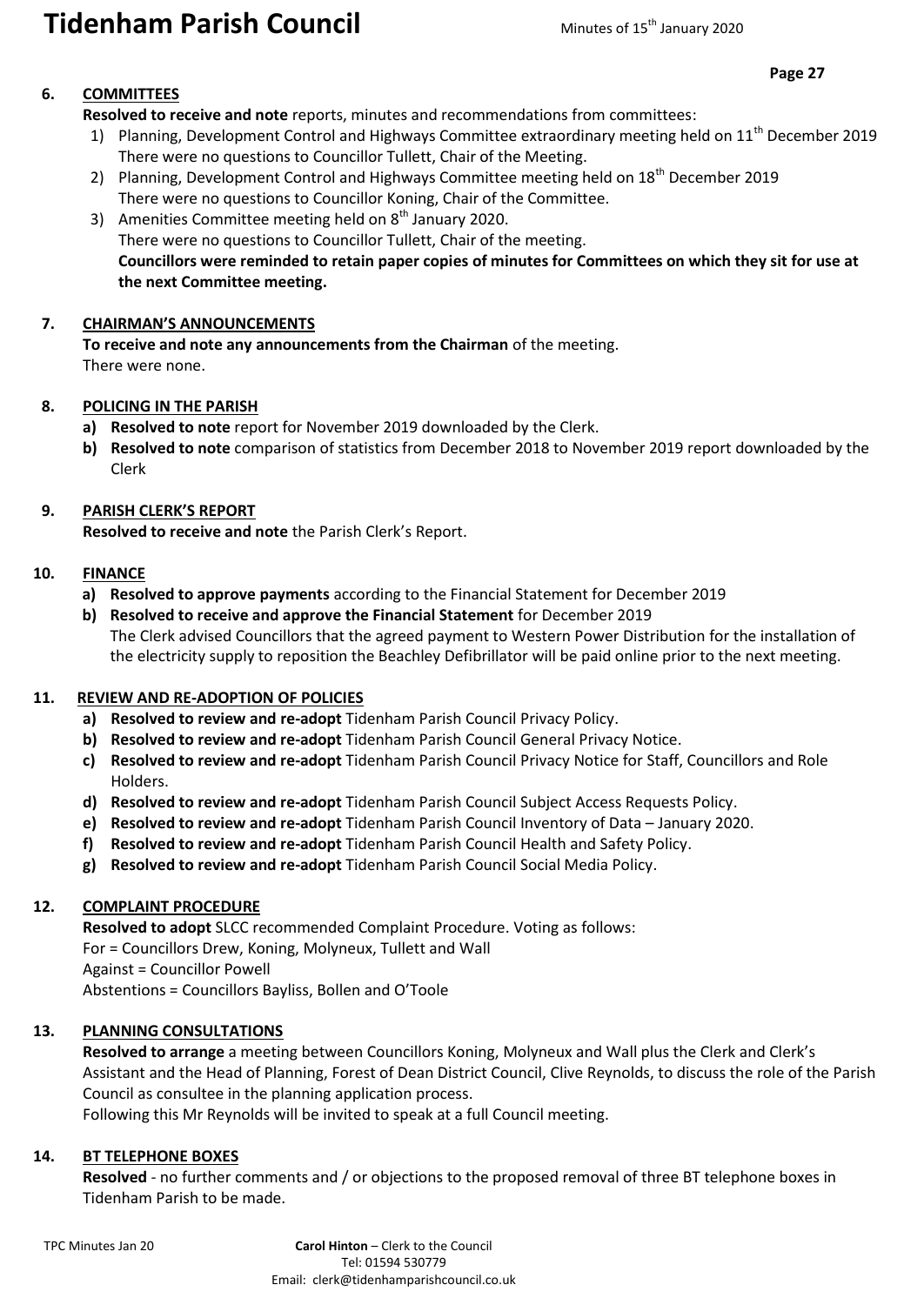## 6. COMMITTEES

**Resolved to receive and note** reports, minutes and recommendations from committees:

1) Planning, Development Control and Highways Committee extraordinary meeting held on 11th December 2019
   There were no questions to Councillor Tullett, Chair of the Meeting.
2) Planning, Development Control and Highways Committee meeting held on 18th December 2019
   There were no questions to Councillor Koning, Chair of the Committee.
3) Amenities Committee meeting held on 8th January 2020.
   There were no questions to Councillor Tullett, Chair of the meeting.
   **Councillors were reminded to retain paper copies of minutes for Committees on which they sit for use at the next Committee meeting.**

## 7. CHAIRMAN'S ANNOUNCEMENTS

**To receive and note any announcements from the Chairman** of the meeting.
There were none.

## 8. POLICING IN THE PARISH

a) **Resolved to note** report for November 2019 downloaded by the Clerk.
b) **Resolved to note** comparison of statistics from December 2018 to November 2019 report downloaded by the Clerk

## 9. PARISH CLERK'S REPORT

**Resolved to receive and note** the Parish Clerk's Report.

## 10. FINANCE

a) **Resolved to approve payments** according to the Financial Statement for December 2019
b) **Resolved to receive and approve the Financial Statement** for December 2019
   The Clerk advised Councillors that the agreed payment to Western Power Distribution for the installation of the electricity supply to reposition the Beachley Defibrillator will be paid online prior to the next meeting.

## 11. REVIEW AND RE-ADOPTION OF POLICIES

a) **Resolved to review and re-adopt** Tidenham Parish Council Privacy Policy.
b) **Resolved to review and re-adopt** Tidenham Parish Council General Privacy Notice.
c) **Resolved to review and re-adopt** Tidenham Parish Council Privacy Notice for Staff, Councillors and Role Holders.
d) **Resolved to review and re-adopt** Tidenham Parish Council Subject Access Requests Policy.
e) **Resolved to review and re-adopt** Tidenham Parish Council Inventory of Data – January 2020.
f) **Resolved to review and re-adopt** Tidenham Parish Council Health and Safety Policy.
g) **Resolved to review and re-adopt** Tidenham Parish Council Social Media Policy.

## 12. COMPLAINT PROCEDURE

**Resolved to adopt** SLCC recommended Complaint Procedure. Voting as follows:
For = Councillors Drew, Koning, Molyneux, Tullett and Wall
Against = Councillor Powell
Abstentions = Councillors Bayliss, Bollen and O'Toole

## 13. PLANNING CONSULTATIONS

**Resolved to arrange** a meeting between Councillors Koning, Molyneux and Wall plus the Clerk and Clerk's Assistant and the Head of Planning, Forest of Dean District Council, Clive Reynolds, to discuss the role of the Parish Council as consultee in the planning application process.
Following this Mr Reynolds will be invited to speak at a full Council meeting.

## 14. BT TELEPHONE BOXES

**Resolved** - no further comments and / or objections to the proposed removal of three BT telephone boxes in Tidenham Parish to be made.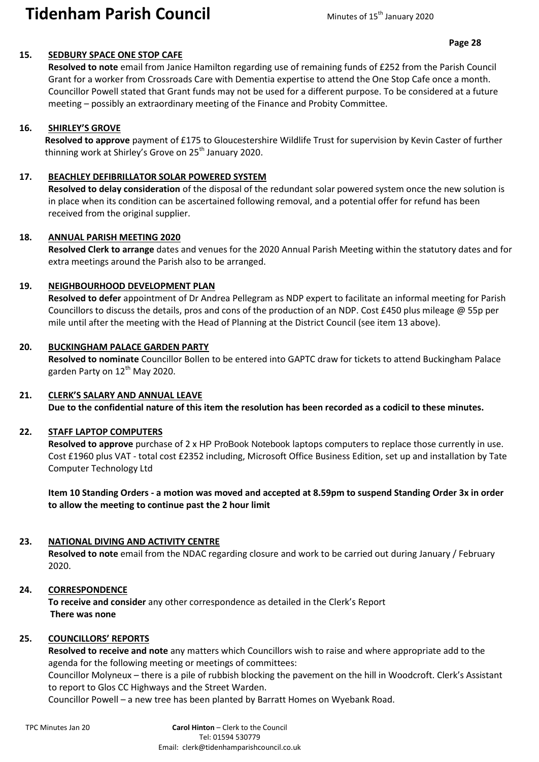## 15. SEDBURY SPACE ONE STOP CAFE

**Resolved to note** email from Janice Hamilton regarding use of remaining funds of £252 from the Parish Council Grant for a worker from Crossroads Care with Dementia expertise to attend the One Stop Cafe once a month. Councillor Powell stated that Grant funds may not be used for a different purpose. To be considered at a future meeting – possibly an extraordinary meeting of the Finance and Probity Committee.

## 16. SHIRLEY'S GROVE

**Resolved to approve** payment of £175 to Gloucestershire Wildlife Trust for supervision by Kevin Caster of further thinning work at Shirley's Grove on 25th January 2020.

## 17. BEACHLEY DEFIBRILLATOR SOLAR POWERED SYSTEM

**Resolved to delay consideration** of the disposal of the redundant solar powered system once the new solution is in place when its condition can be ascertained following removal, and a potential offer for refund has been received from the original supplier.

## 18. ANNUAL PARISH MEETING 2020

**Resolved Clerk to arrange** dates and venues for the 2020 Annual Parish Meeting within the statutory dates and for extra meetings around the Parish also to be arranged.

## 19. NEIGHBOURHOOD DEVELOPMENT PLAN

**Resolved to defer** appointment of Dr Andrea Pellegram as NDP expert to facilitate an informal meeting for Parish Councillors to discuss the details, pros and cons of the production of an NDP. Cost £450 plus mileage @ 55p per mile until after the meeting with the Head of Planning at the District Council (see item 13 above).

## 20. BUCKINGHAM PALACE GARDEN PARTY

**Resolved to nominate** Councillor Bollen to be entered into GAPTC draw for tickets to attend Buckingham Palace garden Party on 12th May 2020.

## 21. CLERK'S SALARY AND ANNUAL LEAVE

**Due to the confidential nature of this item the resolution has been recorded as a codicil to these minutes.**

## 22. STAFF LAPTOP COMPUTERS

**Resolved to approve** purchase of 2 x HP ProBook Notebook laptops computers to replace those currently in use. Cost £1960 plus VAT - total cost £2352 including, Microsoft Office Business Edition, set up and installation by Tate Computer Technology Ltd

**Item 10 Standing Orders - a motion was moved and accepted at 8.59pm to suspend Standing Order 3x in order to allow the meeting to continue past the 2 hour limit**

## 23. NATIONAL DIVING AND ACTIVITY CENTRE

**Resolved to note** email from the NDAC regarding closure and work to be carried out during January / February 2020.

## 24. CORRESPONDENCE

**To receive and consider** any other correspondence as detailed in the Clerk's Report
**There was none**

## 25. COUNCILLORS' REPORTS

**Resolved to receive and note** any matters which Councillors wish to raise and where appropriate add to the agenda for the following meeting or meetings of committees:

Councillor Molyneux – there is a pile of rubbish blocking the pavement on the hill in Woodcroft. Clerk's Assistant to report to Glos CC Highways and the Street Warden.

Councillor Powell – a new tree has been planted by Barratt Homes on Wyebank Road.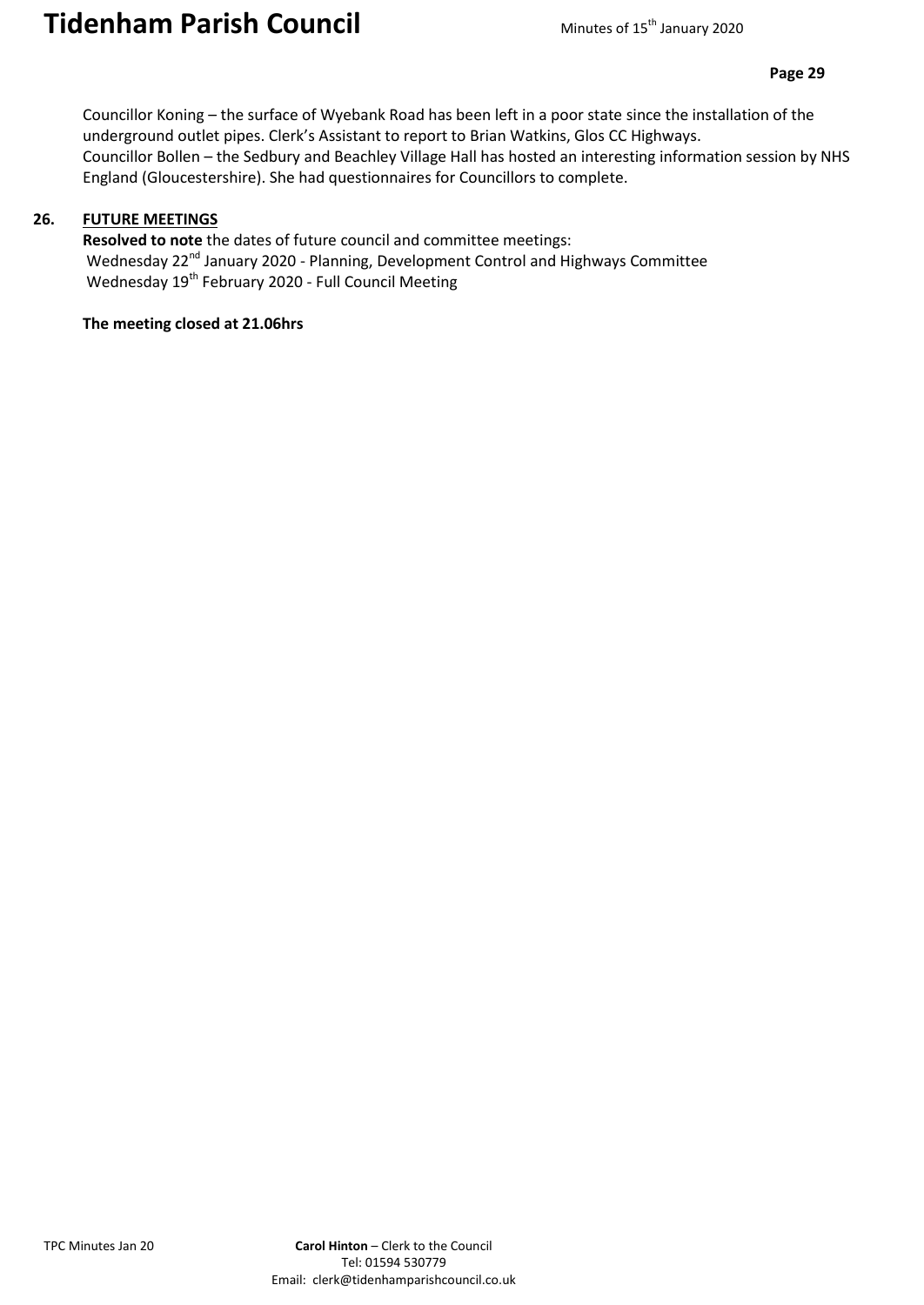Councillor Koning – the surface of Wyebank Road has been left in a poor state since the installation of the underground outlet pipes. Clerk's Assistant to report to Brian Watkins, Glos CC Highways.
Councillor Bollen – the Sedbury and Beachley Village Hall has hosted an interesting information session by NHS England (Gloucestershire). She had questionnaires for Councillors to complete.

**26. FUTURE MEETINGS**

**Resolved to note** the dates of future council and committee meetings:
Wednesday 22nd January 2020 - Planning, Development Control and Highways Committee
Wednesday 19th February 2020 - Full Council Meeting

**The meeting closed at 21.06hrs**